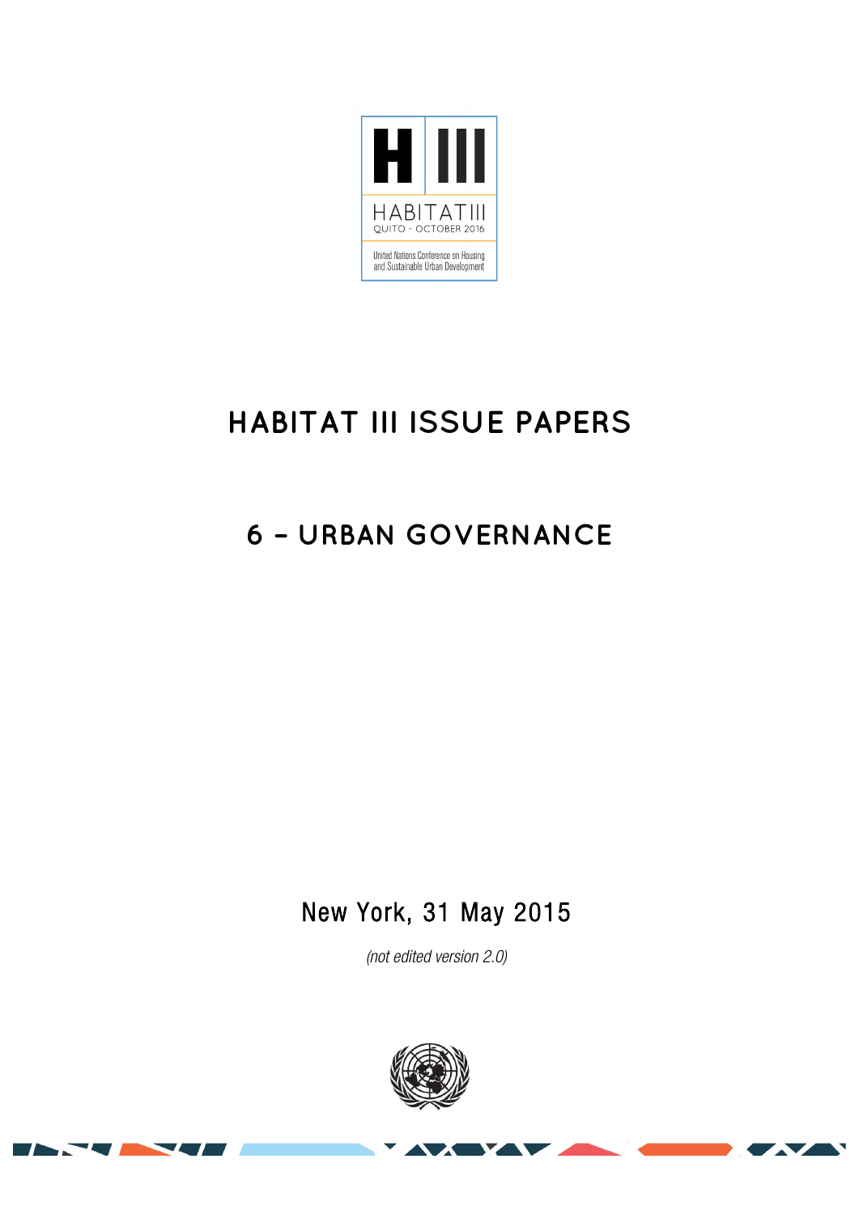H III

HABITAT III

QUITO - OCTOBER 2016

United Nations Conference on Housing and Sustainable Urban Development

# HABITAT III ISSUE PAPERS

## 6 – URBAN GOVERNANCE

New York, 31 May 2015

*(not edited version 2.0)*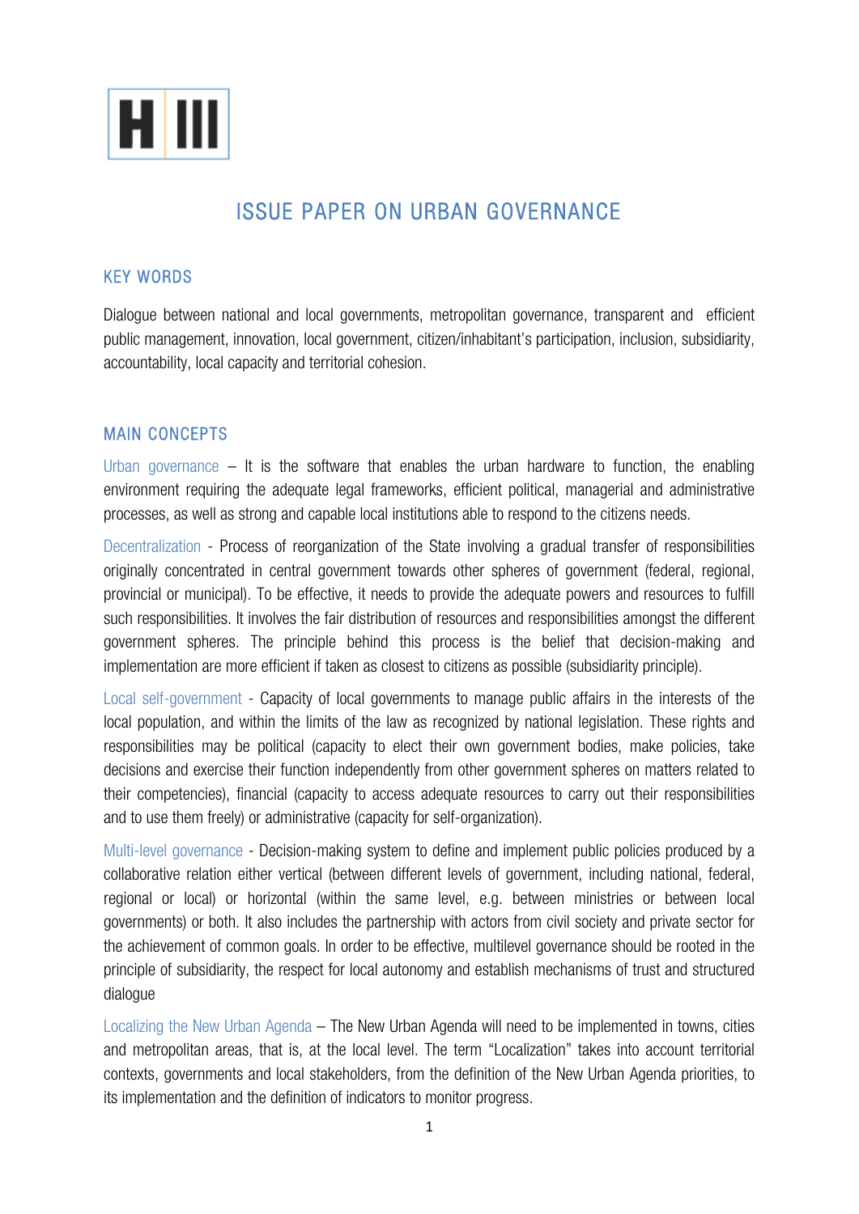H III

# ISSUE PAPER ON URBAN GOVERNANCE

## KEY WORDS

Dialogue between national and local governments, metropolitan governance, transparent and efficient public management, innovation, local government, citizen/inhabitant's participation, inclusion, subsidiarity, accountability, local capacity and territorial cohesion.

## MAIN CONCEPTS

Urban governance – It is the software that enables the urban hardware to function, the enabling environment requiring the adequate legal frameworks, efficient political, managerial and administrative processes, as well as strong and capable local institutions able to respond to the citizens needs.

Decentralization - Process of reorganization of the State involving a gradual transfer of responsibilities originally concentrated in central government towards other spheres of government (federal, regional, provincial or municipal). To be effective, it needs to provide the adequate powers and resources to fulfill such responsibilities. It involves the fair distribution of resources and responsibilities amongst the different government spheres. The principle behind this process is the belief that decision-making and implementation are more efficient if taken as closest to citizens as possible (subsidiarity principle).

Local self-government - Capacity of local governments to manage public affairs in the interests of the local population, and within the limits of the law as recognized by national legislation. These rights and responsibilities may be political (capacity to elect their own government bodies, make policies, take decisions and exercise their function independently from other government spheres on matters related to their competencies), financial (capacity to access adequate resources to carry out their responsibilities and to use them freely) or administrative (capacity for self-organization).

Multi-level governance - Decision-making system to define and implement public policies produced by a collaborative relation either vertical (between different levels of government, including national, federal, regional or local) or horizontal (within the same level, e.g. between ministries or between local governments) or both. It also includes the partnership with actors from civil society and private sector for the achievement of common goals. In order to be effective, multilevel governance should be rooted in the principle of subsidiarity, the respect for local autonomy and establish mechanisms of trust and structured dialogue

Localizing the New Urban Agenda – The New Urban Agenda will need to be implemented in towns, cities and metropolitan areas, that is, at the local level. The term "Localization" takes into account territorial contexts, governments and local stakeholders, from the definition of the New Urban Agenda priorities, to its implementation and the definition of indicators to monitor progress.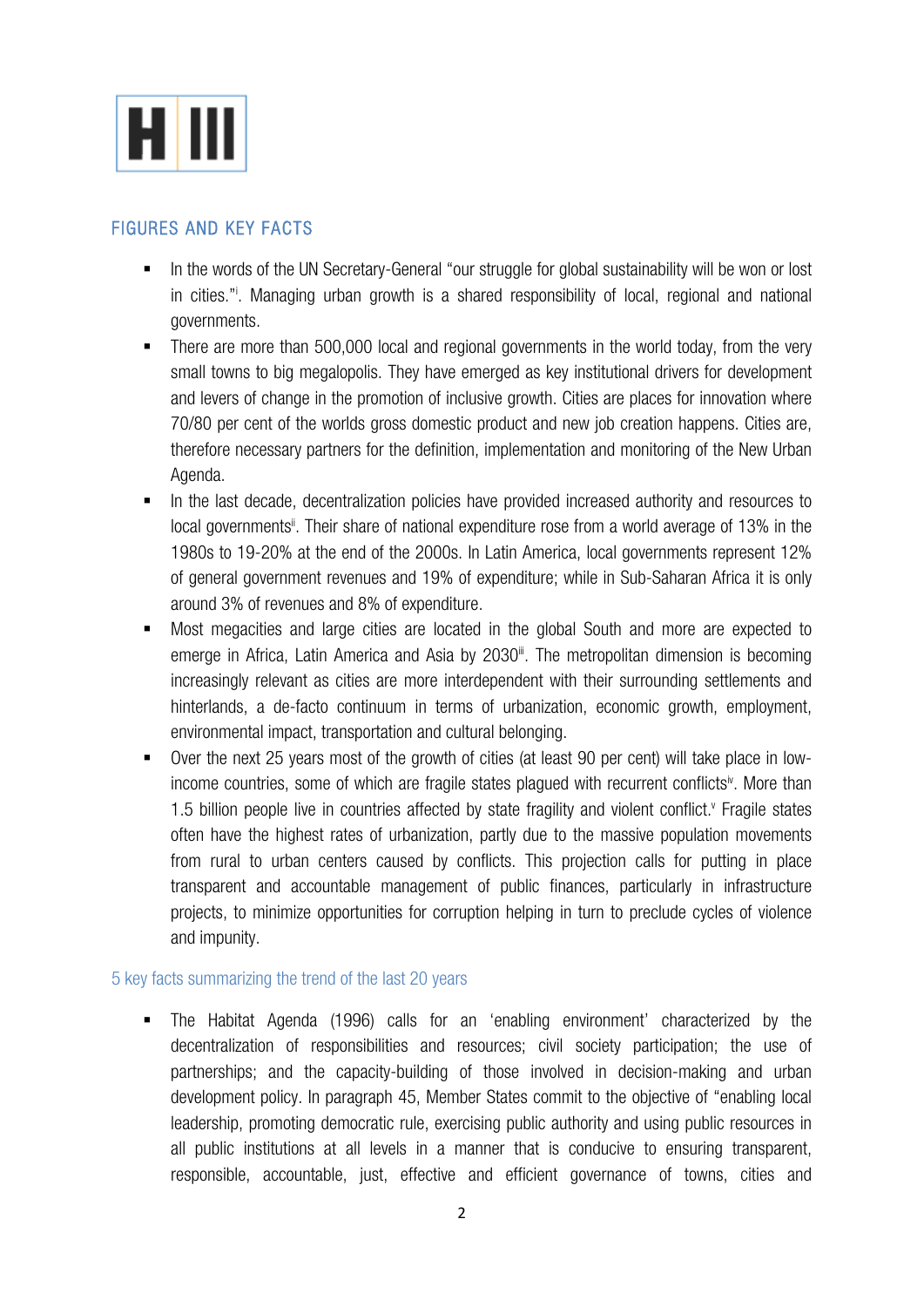# H III

## FIGURES AND KEY FACTS

- In the words of the UN Secretary-General "our struggle for global sustainability will be won or lost in cities."[i]. Managing urban growth is a shared responsibility of local, regional and national governments.
- There are more than 500,000 local and regional governments in the world today, from the very small towns to big megalopolis. They have emerged as key institutional drivers for development and levers of change in the promotion of inclusive growth. Cities are places for innovation where 70/80 per cent of the worlds gross domestic product and new job creation happens. Cities are, therefore necessary partners for the definition, implementation and monitoring of the New Urban Agenda.
- In the last decade, decentralization policies have provided increased authority and resources to local governments[ii]. Their share of national expenditure rose from a world average of 13% in the 1980s to 19-20% at the end of the 2000s. In Latin America, local governments represent 12% of general government revenues and 19% of expenditure; while in Sub-Saharan Africa it is only around 3% of revenues and 8% of expenditure.
- Most megacities and large cities are located in the global South and more are expected to emerge in Africa, Latin America and Asia by 2030[iii]. The metropolitan dimension is becoming increasingly relevant as cities are more interdependent with their surrounding settlements and hinterlands, a de-facto continuum in terms of urbanization, economic growth, employment, environmental impact, transportation and cultural belonging.
- Over the next 25 years most of the growth of cities (at least 90 per cent) will take place in low-income countries, some of which are fragile states plagued with recurrent conflicts[iv]. More than 1.5 billion people live in countries affected by state fragility and violent conflict.[v] Fragile states often have the highest rates of urbanization, partly due to the massive population movements from rural to urban centers caused by conflicts. This projection calls for putting in place transparent and accountable management of public finances, particularly in infrastructure projects, to minimize opportunities for corruption helping in turn to preclude cycles of violence and impunity.

### 5 key facts summarizing the trend of the last 20 years

- The Habitat Agenda (1996) calls for an 'enabling environment' characterized by the decentralization of responsibilities and resources; civil society participation; the use of partnerships; and the capacity-building of those involved in decision-making and urban development policy. In paragraph 45, Member States commit to the objective of "enabling local leadership, promoting democratic rule, exercising public authority and using public resources in all public institutions at all levels in a manner that is conducive to ensuring transparent, responsible, accountable, just, effective and efficient governance of towns, cities and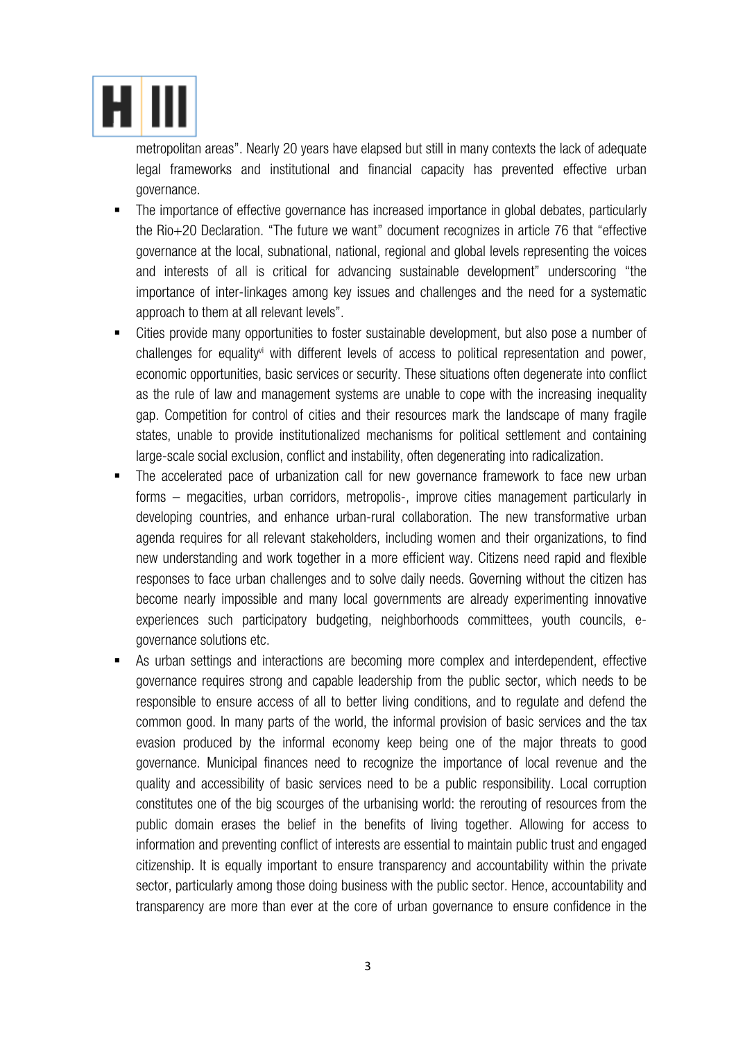metropolitan areas". Nearly 20 years have elapsed but still in many contexts the lack of adequate legal frameworks and institutional and financial capacity has prevented effective urban governance.

- The importance of effective governance has increased importance in global debates, particularly the Rio+20 Declaration. "The future we want" document recognizes in article 76 that "effective governance at the local, subnational, national, regional and global levels representing the voices and interests of all is critical for advancing sustainable development" underscoring "the importance of inter-linkages among key issues and challenges and the need for a systematic approach to them at all relevant levels".
- Cities provide many opportunities to foster sustainable development, but also pose a number of challenges for equality[vi] with different levels of access to political representation and power, economic opportunities, basic services or security. These situations often degenerate into conflict as the rule of law and management systems are unable to cope with the increasing inequality gap. Competition for control of cities and their resources mark the landscape of many fragile states, unable to provide institutionalized mechanisms for political settlement and containing large-scale social exclusion, conflict and instability, often degenerating into radicalization.
- The accelerated pace of urbanization call for new governance framework to face new urban forms – megacities, urban corridors, metropolis-, improve cities management particularly in developing countries, and enhance urban-rural collaboration. The new transformative urban agenda requires for all relevant stakeholders, including women and their organizations, to find new understanding and work together in a more efficient way. Citizens need rapid and flexible responses to face urban challenges and to solve daily needs. Governing without the citizen has become nearly impossible and many local governments are already experimenting innovative experiences such participatory budgeting, neighborhoods committees, youth councils, e-governance solutions etc.
- As urban settings and interactions are becoming more complex and interdependent, effective governance requires strong and capable leadership from the public sector, which needs to be responsible to ensure access of all to better living conditions, and to regulate and defend the common good. In many parts of the world, the informal provision of basic services and the tax evasion produced by the informal economy keep being one of the major threats to good governance. Municipal finances need to recognize the importance of local revenue and the quality and accessibility of basic services need to be a public responsibility. Local corruption constitutes one of the big scourges of the urbanising world: the rerouting of resources from the public domain erases the belief in the benefits of living together. Allowing for access to information and preventing conflict of interests are essential to maintain public trust and engaged citizenship. It is equally important to ensure transparency and accountability within the private sector, particularly among those doing business with the public sector. Hence, accountability and transparency are more than ever at the core of urban governance to ensure confidence in the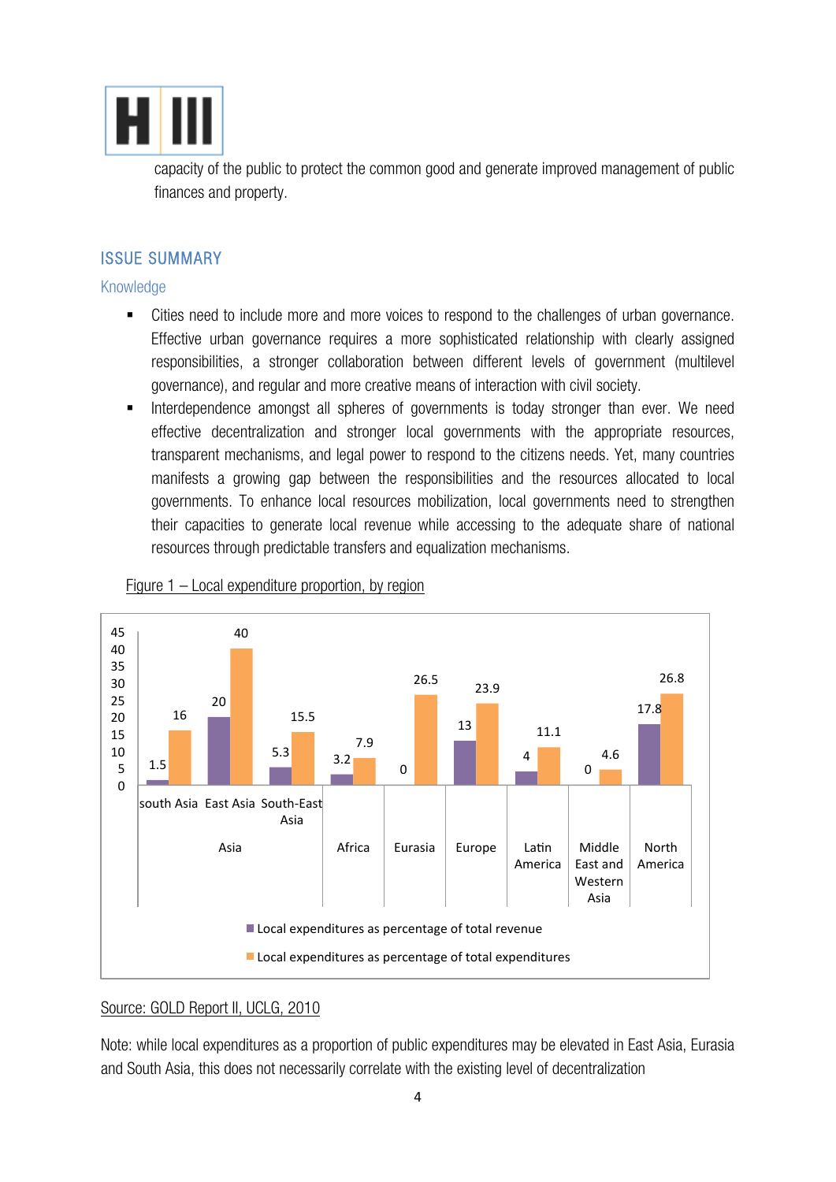capacity of the public to protect the common good and generate improved management of public finances and property.

## ISSUE SUMMARY

### Knowledge

- Cities need to include more and more voices to respond to the challenges of urban governance. Effective urban governance requires a more sophisticated relationship with clearly assigned responsibilities, a stronger collaboration between different levels of government (multilevel governance), and regular and more creative means of interaction with civil society.
- Interdependence amongst all spheres of governments is today stronger than ever. We need effective decentralization and stronger local governments with the appropriate resources, transparent mechanisms, and legal power to respond to the citizens needs. Yet, many countries manifests a growing gap between the responsibilities and the resources allocated to local governments. To enhance local resources mobilization, local governments need to strengthen their capacities to generate local revenue while accessing to the adequate share of national resources through predictable transfers and equalization mechanisms.

Figure 1 – Local expenditure proportion, by region

| Region | | Local expenditures as percentage of total revenue | Local expenditures as percentage of total expenditures |
|---|---|---|---|
| Asia | south Asia | 1.5 | 16 |
| | East Asia | 20 | 40 |
| | South-East Asia | 5.3 | 15.5 |
| Africa | | 3.2 | 7.9 |
| Eurasia | | 0 | 26.5 |
| Europe | | 13 | 23.9 |
| Latin America | | 4 | 11.1 |
| Middle East and Western Asia | | 0 | 4.6 |
| North America | | 17.8 | 26.8 |

Source: GOLD Report II, UCLG, 2010

Note: while local expenditures as a proportion of public expenditures may be elevated in East Asia, Eurasia and South Asia, this does not necessarily correlate with the existing level of decentralization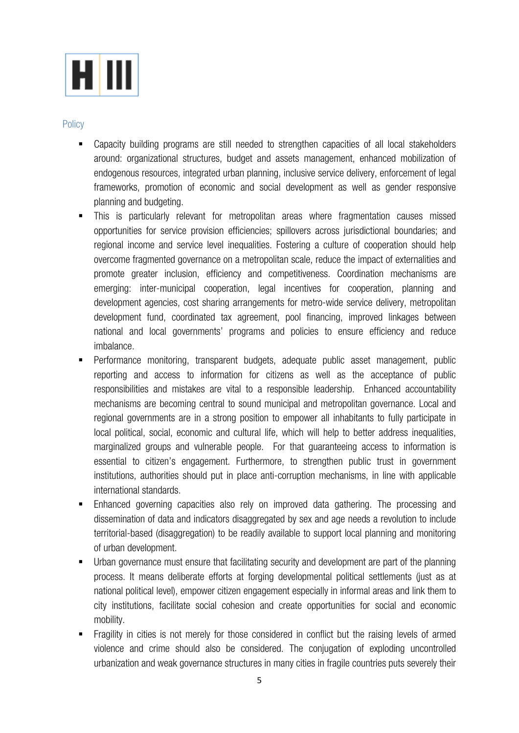## Policy

- Capacity building programs are still needed to strengthen capacities of all local stakeholders around: organizational structures, budget and assets management, enhanced mobilization of endogenous resources, integrated urban planning, inclusive service delivery, enforcement of legal frameworks, promotion of economic and social development as well as gender responsive planning and budgeting.
- This is particularly relevant for metropolitan areas where fragmentation causes missed opportunities for service provision efficiencies; spillovers across jurisdictional boundaries; and regional income and service level inequalities. Fostering a culture of cooperation should help overcome fragmented governance on a metropolitan scale, reduce the impact of externalities and promote greater inclusion, efficiency and competitiveness. Coordination mechanisms are emerging: inter-municipal cooperation, legal incentives for cooperation, planning and development agencies, cost sharing arrangements for metro-wide service delivery, metropolitan development fund, coordinated tax agreement, pool financing, improved linkages between national and local governments' programs and policies to ensure efficiency and reduce imbalance.
- Performance monitoring, transparent budgets, adequate public asset management, public reporting and access to information for citizens as well as the acceptance of public responsibilities and mistakes are vital to a responsible leadership. Enhanced accountability mechanisms are becoming central to sound municipal and metropolitan governance. Local and regional governments are in a strong position to empower all inhabitants to fully participate in local political, social, economic and cultural life, which will help to better address inequalities, marginalized groups and vulnerable people. For that guaranteeing access to information is essential to citizen's engagement. Furthermore, to strengthen public trust in government institutions, authorities should put in place anti-corruption mechanisms, in line with applicable international standards.
- Enhanced governing capacities also rely on improved data gathering. The processing and dissemination of data and indicators disaggregated by sex and age needs a revolution to include territorial-based (disaggregation) to be readily available to support local planning and monitoring of urban development.
- Urban governance must ensure that facilitating security and development are part of the planning process. It means deliberate efforts at forging developmental political settlements (just as at national political level), empower citizen engagement especially in informal areas and link them to city institutions, facilitate social cohesion and create opportunities for social and economic mobility.
- Fragility in cities is not merely for those considered in conflict but the raising levels of armed violence and crime should also be considered. The conjugation of exploding uncontrolled urbanization and weak governance structures in many cities in fragile countries puts severely their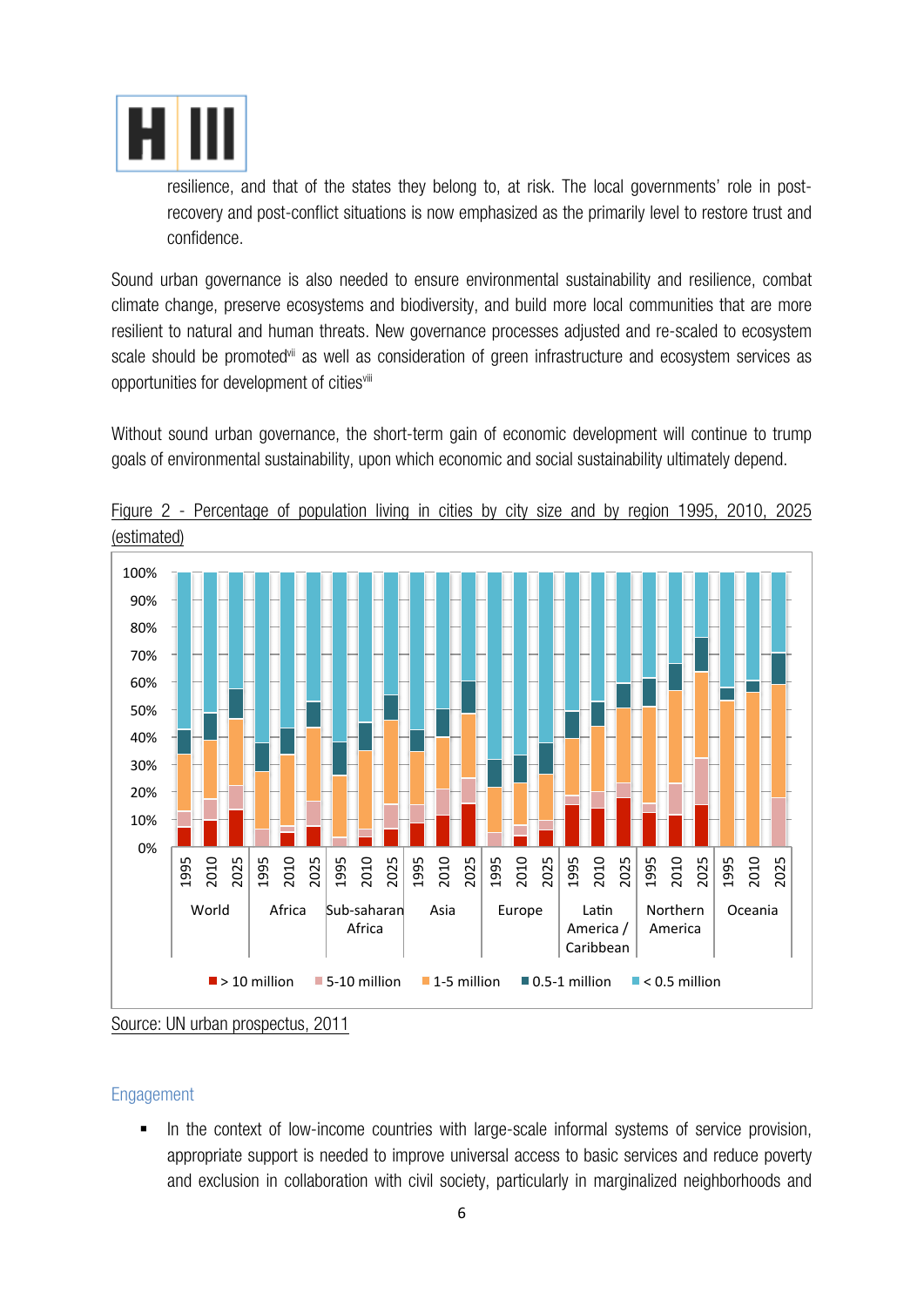resilience, and that of the states they belong to, at risk. The local governments' role in post-recovery and post-conflict situations is now emphasized as the primarily level to restore trust and confidence.

Sound urban governance is also needed to ensure environmental sustainability and resilience, combat climate change, preserve ecosystems and biodiversity, and build more local communities that are more resilient to natural and human threats. New governance processes adjusted and re-scaled to ecosystem scale should be promoted[vii] as well as consideration of green infrastructure and ecosystem services as opportunities for development of cities[viii]

Without sound urban governance, the short-term gain of economic development will continue to trump goals of environmental sustainability, upon which economic and social sustainability ultimately depend.

Figure 2 - Percentage of population living in cities by city size and by region 1995, 2010, 2025 (estimated)

Source: UN urban prospectus, 2011

## Engagement

- In the context of low-income countries with large-scale informal systems of service provision, appropriate support is needed to improve universal access to basic services and reduce poverty and exclusion in collaboration with civil society, particularly in marginalized neighborhoods and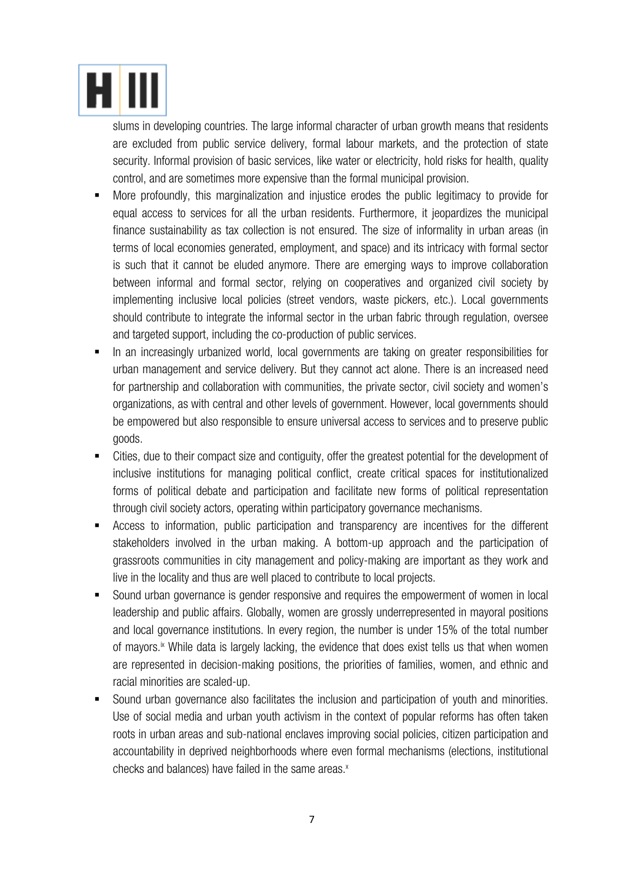slums in developing countries. The large informal character of urban growth means that residents are excluded from public service delivery, formal labour markets, and the protection of state security. Informal provision of basic services, like water or electricity, hold risks for health, quality control, and are sometimes more expensive than the formal municipal provision.

- More profoundly, this marginalization and injustice erodes the public legitimacy to provide for equal access to services for all the urban residents. Furthermore, it jeopardizes the municipal finance sustainability as tax collection is not ensured. The size of informality in urban areas (in terms of local economies generated, employment, and space) and its intricacy with formal sector is such that it cannot be eluded anymore. There are emerging ways to improve collaboration between informal and formal sector, relying on cooperatives and organized civil society by implementing inclusive local policies (street vendors, waste pickers, etc.). Local governments should contribute to integrate the informal sector in the urban fabric through regulation, oversee and targeted support, including the co-production of public services.
- In an increasingly urbanized world, local governments are taking on greater responsibilities for urban management and service delivery. But they cannot act alone. There is an increased need for partnership and collaboration with communities, the private sector, civil society and women's organizations, as with central and other levels of government. However, local governments should be empowered but also responsible to ensure universal access to services and to preserve public goods.
- Cities, due to their compact size and contiguity, offer the greatest potential for the development of inclusive institutions for managing political conflict, create critical spaces for institutionalized forms of political debate and participation and facilitate new forms of political representation through civil society actors, operating within participatory governance mechanisms.
- Access to information, public participation and transparency are incentives for the different stakeholders involved in the urban making. A bottom-up approach and the participation of grassroots communities in city management and policy-making are important as they work and live in the locality and thus are well placed to contribute to local projects.
- Sound urban governance is gender responsive and requires the empowerment of women in local leadership and public affairs. Globally, women are grossly underrepresented in mayoral positions and local governance institutions. In every region, the number is under 15% of the total number of mayors.[ix] While data is largely lacking, the evidence that does exist tells us that when women are represented in decision-making positions, the priorities of families, women, and ethnic and racial minorities are scaled-up.
- Sound urban governance also facilitates the inclusion and participation of youth and minorities. Use of social media and urban youth activism in the context of popular reforms has often taken roots in urban areas and sub-national enclaves improving social policies, citizen participation and accountability in deprived neighborhoods where even formal mechanisms (elections, institutional checks and balances) have failed in the same areas.[x]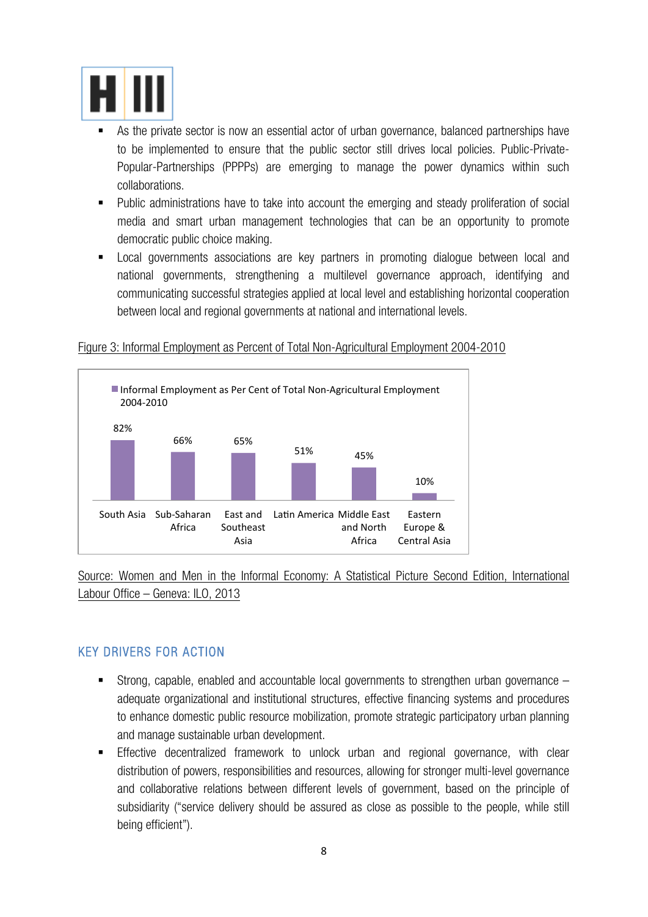- As the private sector is now an essential actor of urban governance, balanced partnerships have to be implemented to ensure that the public sector still drives local policies. Public-Private-Popular-Partnerships (PPPPs) are emerging to manage the power dynamics within such collaborations.
- Public administrations have to take into account the emerging and steady proliferation of social media and smart urban management technologies that can be an opportunity to promote democratic public choice making.
- Local governments associations are key partners in promoting dialogue between local and national governments, strengthening a multilevel governance approach, identifying and communicating successful strategies applied at local level and establishing horizontal cooperation between local and regional governments at national and international levels.

Figure 3: Informal Employment as Percent of Total Non-Agricultural Employment 2004-2010

| Region | Informal Employment as Per Cent of Total Non-Agricultural Employment 2004-2010 |
|---|---|
| South Asia | 82% |
| Sub-Saharan Africa | 66% |
| East and Southeast Asia | 65% |
| Latin America | 51% |
| Middle East and North Africa | 45% |
| Eastern Europe & Central Asia | 10% |

Source: Women and Men in the Informal Economy: A Statistical Picture Second Edition, International Labour Office – Geneva: ILO, 2013

## KEY DRIVERS FOR ACTION

- Strong, capable, enabled and accountable local governments to strengthen urban governance – adequate organizational and institutional structures, effective financing systems and procedures to enhance domestic public resource mobilization, promote strategic participatory urban planning and manage sustainable urban development.
- Effective decentralized framework to unlock urban and regional governance, with clear distribution of powers, responsibilities and resources, allowing for stronger multi-level governance and collaborative relations between different levels of government, based on the principle of subsidiarity ("service delivery should be assured as close as possible to the people, while still being efficient").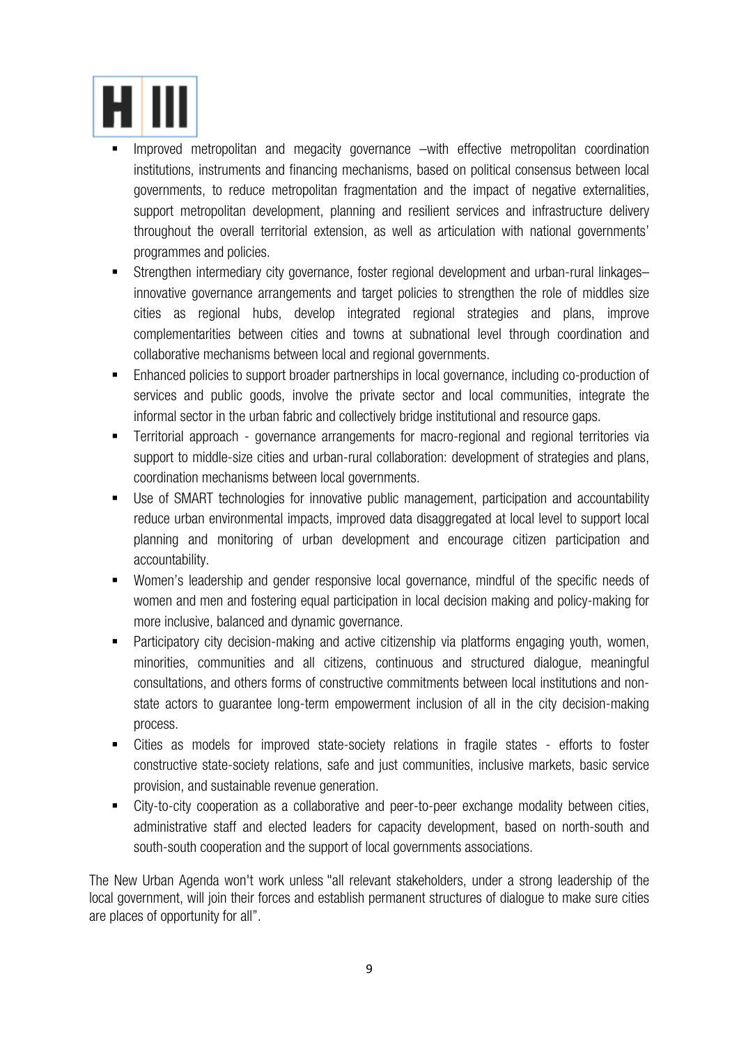- Improved metropolitan and megacity governance –with effective metropolitan coordination institutions, instruments and financing mechanisms, based on political consensus between local governments, to reduce metropolitan fragmentation and the impact of negative externalities, support metropolitan development, planning and resilient services and infrastructure delivery throughout the overall territorial extension, as well as articulation with national governments' programmes and policies.
- Strengthen intermediary city governance, foster regional development and urban-rural linkages– innovative governance arrangements and target policies to strengthen the role of middles size cities as regional hubs, develop integrated regional strategies and plans, improve complementarities between cities and towns at subnational level through coordination and collaborative mechanisms between local and regional governments.
- Enhanced policies to support broader partnerships in local governance, including co-production of services and public goods, involve the private sector and local communities, integrate the informal sector in the urban fabric and collectively bridge institutional and resource gaps.
- Territorial approach - governance arrangements for macro-regional and regional territories via support to middle-size cities and urban-rural collaboration: development of strategies and plans, coordination mechanisms between local governments.
- Use of SMART technologies for innovative public management, participation and accountability reduce urban environmental impacts, improved data disaggregated at local level to support local planning and monitoring of urban development and encourage citizen participation and accountability.
- Women's leadership and gender responsive local governance, mindful of the specific needs of women and men and fostering equal participation in local decision making and policy-making for more inclusive, balanced and dynamic governance.
- Participatory city decision-making and active citizenship via platforms engaging youth, women, minorities, communities and all citizens, continuous and structured dialogue, meaningful consultations, and others forms of constructive commitments between local institutions and non-state actors to guarantee long-term empowerment inclusion of all in the city decision-making process.
- Cities as models for improved state-society relations in fragile states - efforts to foster constructive state-society relations, safe and just communities, inclusive markets, basic service provision, and sustainable revenue generation.
- City-to-city cooperation as a collaborative and peer-to-peer exchange modality between cities, administrative staff and elected leaders for capacity development, based on north-south and south-south cooperation and the support of local governments associations.

The New Urban Agenda won't work unless "all relevant stakeholders, under a strong leadership of the local government, will join their forces and establish permanent structures of dialogue to make sure cities are places of opportunity for all".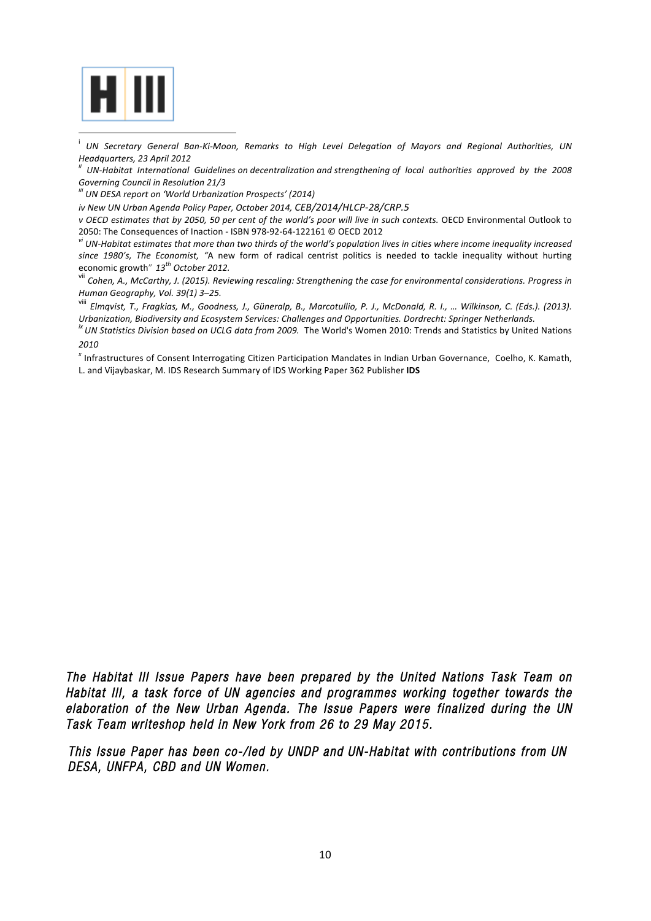[i] *UN Secretary General Ban-Ki-Moon, Remarks to High Level Delegation of Mayors and Regional Authorities, UN Headquarters, 23 April 2012*

[ii] *UN-Habitat International Guidelines on decentralization and strengthening of local authorities approved by the 2008 Governing Council in Resolution 21/3*

[iii] *UN DESA report on 'World Urbanization Prospects' (2014)*

*iv New UN Urban Agenda Policy Paper, October 2014, CEB/2014/HLCP-28/CRP.5*

*v OECD estimates that by 2050, 50 per cent of the world's poor will live in such contexts.* OECD Environmental Outlook to 2050: The Consequences of Inaction - ISBN 978-92-64-122161 © OECD 2012

[vi] *UN-Habitat estimates that more than two thirds of the world's population lives in cities where income inequality increased since 1980's, The Economist, "*A new form of radical centrist politics is needed to tackle inequality without hurting economic growth*" 13th October 2012.*

[vii] *Cohen, A., McCarthy, J. (2015). Reviewing rescaling: Strengthening the case for environmental considerations. Progress in Human Geography, Vol. 39(1) 3–25.*

[viii] *Elmqvist, T., Fragkias, M., Goodness, J., Güneralp, B., Marcotullio, P. J., McDonald, R. I., … Wilkinson, C. (Eds.). (2013). Urbanization, Biodiversity and Ecosystem Services: Challenges and Opportunities. Dordrecht: Springer Netherlands.*

[ix] *UN Statistics Division based on UCLG data from 2009.* The World's Women 2010: Trends and Statistics by United Nations *2010*

[x] Infrastructures of Consent Interrogating Citizen Participation Mandates in Indian Urban Governance, Coelho, K. Kamath, L. and Vijaybaskar, M. IDS Research Summary of IDS Working Paper 362 Publisher **IDS**

*The Habitat III Issue Papers have been prepared by the United Nations Task Team on Habitat III, a task force of UN agencies and programmes working together towards the elaboration of the New Urban Agenda. The Issue Papers were finalized during the UN Task Team writeshop held in New York from 26 to 29 May 2015.*

*This Issue Paper has been co-/led by UNDP and UN-Habitat with contributions from UN DESA, UNFPA, CBD and UN Women.*